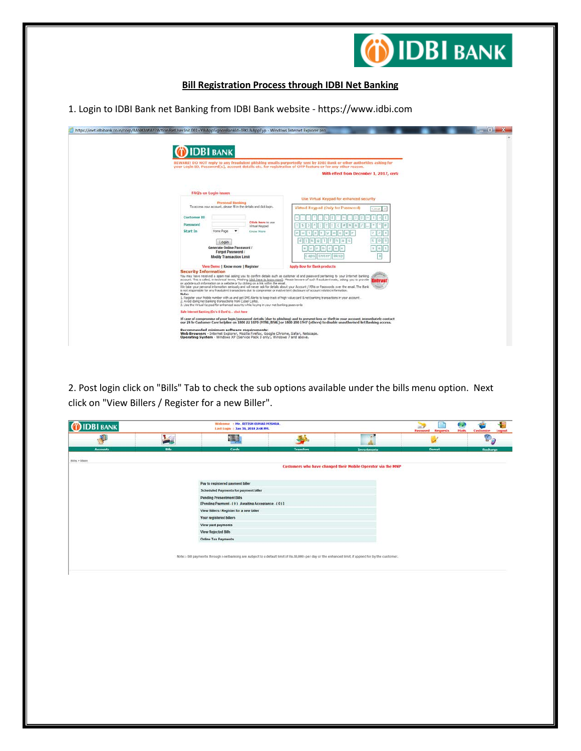# Bill Registration Process through IDBI Net Banking

1. Login to IDBI Bank net Banking from IDBI Bank website - https://www.idbi.com

2. Post login click on "Bills" Tab to check the sub options available under the bills menu option. Next click on "View Billers / Register for a new Biller".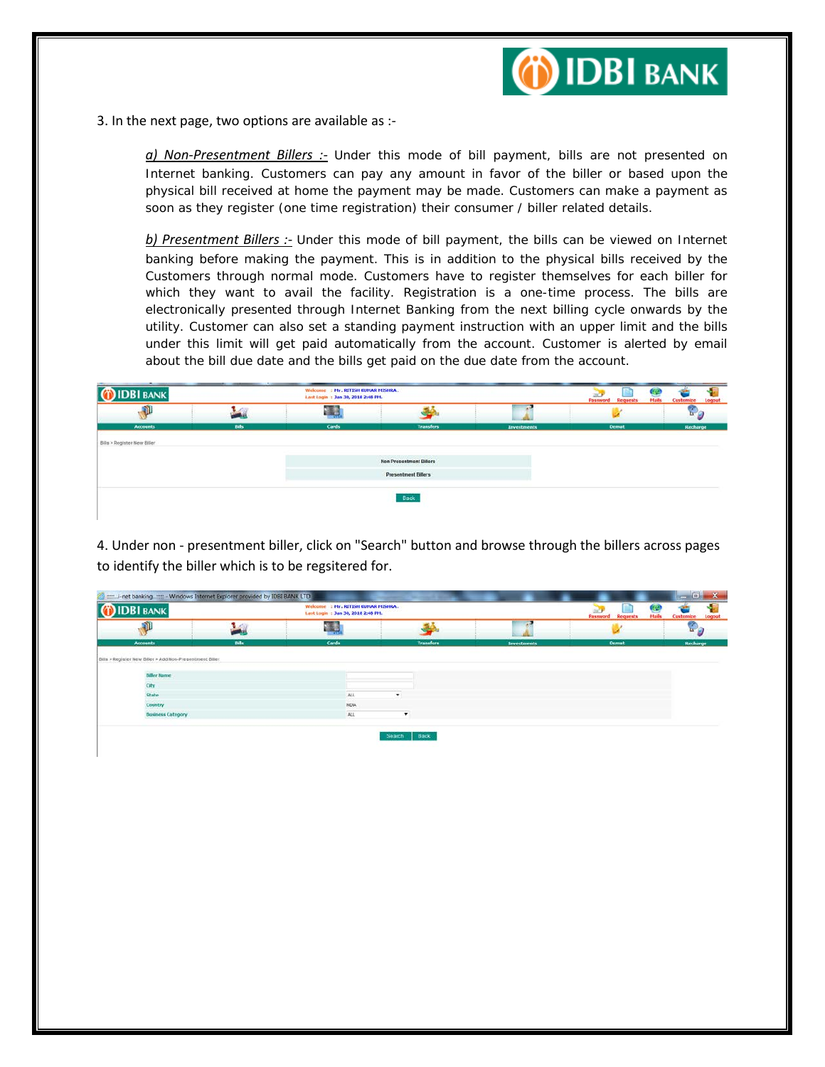3. In the next page, two options are available as :-

> *a) Non-Presentment Billers :-* Under this mode of bill payment, bills are not presented on Internet banking. Customers can pay any amount in favor of the biller or based upon the physical bill received at home the payment may be made. Customers can make a payment as soon as they register (one time registration) their consumer / biller related details.
>
> *b) Presentment Billers :-* Under this mode of bill payment, the bills can be viewed on Internet banking before making the payment. This is in addition to the physical bills received by the Customers through normal mode. Customers have to register themselves for each biller for which they want to avail the facility. Registration is a one-time process. The bills are electronically presented through Internet Banking from the next billing cycle onwards by the utility. Customer can also set a standing payment instruction with an upper limit and the bills under this limit will get paid automatically from the account. Customer is alerted by email about the bill due date and the bills get paid on the due date from the account.

4. Under non - presentment biller, click on "Search" button and browse through the billers across pages to identify the biller which is to be regsitered for.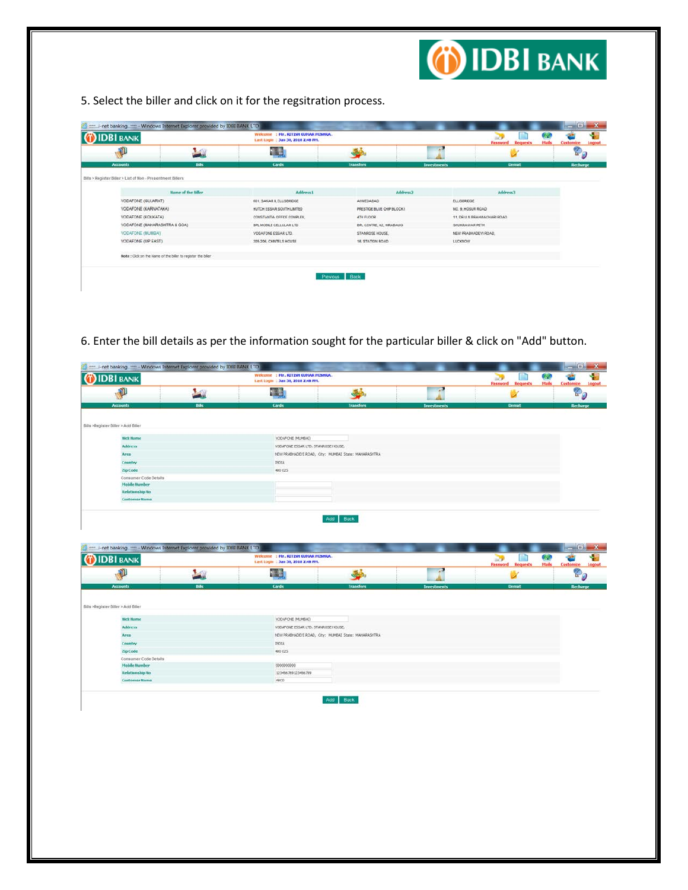5. Select the biller and click on it for the regsitration process.

Bills > Register Biller > List of Non - Presentment Billers

| Name of the Biller | Address1 | Address2 | Address3 |
|---|---|---|---|
| VODAFONE (GUJARAT) | 601, SAKAR II, ELLISBRIDGE | AHMEDABAD | ELLISBRIDGE |
| VODAFONE (KARNATAKA) | HUTCH ESSAR SOUTH LIMITED | PRESTIGE BLUE CHIP BLOCK I | NO. 9, HOSUR ROAD |
| VODAFONE (KOLKATA) | CONSTANTIA OFFICE COMPLEX, | 4TH FLOOR | 11, DR U.N BRAHMACHARI ROAD |
| VODAFONE (MAHARASHTRA & GOA) | BPL MOBILE CELLULAR LTD | BPL CENTRE, 42, HIRABAUG | SHUKRAWAR PETH |
| VODAFONE (MUMBAI) | VODAFONE ESSAR LTD. | STANROSE HOUSE, | NEW PRABHADEVI ROAD, |
| VODAFONE (UP EAST) | 205,206, CHINTELS HOUSE | 16, STATION ROAD | LUCKNOW |

Note : Click on the Name of the biller to register the biller

Previous | Back

6. Enter the bill details as per the information sought for the particular biller & click on "Add" button.

Bills >Register Biller > Add Biller

| | |
|---|---|
| Nick Name | VODAFONE (MUMBAI) |
| Address | VODAFONE ESSAR LTD., STANROSE HOUSE, |
| Area | NEW PRABHADEVI ROAD, City: MUMBAI State: MAHARASHTRA |
| Country | INDIA |
| Zip Code | 400 025 |
| Consumer Code Details | |
| Mobile Number | |
| Relationship No | |
| Customer Name | |

Add | Back

Bills >Register Biller > Add Biller

| | |
|---|---|
| Nick Name | VODAFONE (MUMBAI) |
| Address | VODAFONE ESSAR LTD., STANROSE HOUSE, |
| Area | NEW PRABHADEVI ROAD, City: MUMBAI State: MAHARASHTRA |
| Country | INDIA |
| Zip Code | 400 025 |
| Consumer Code Details | |
| Mobile Number | 9999999999 |
| Relationship No | 123456789123456789 |
| Customer Name | ABCD |

Add | Back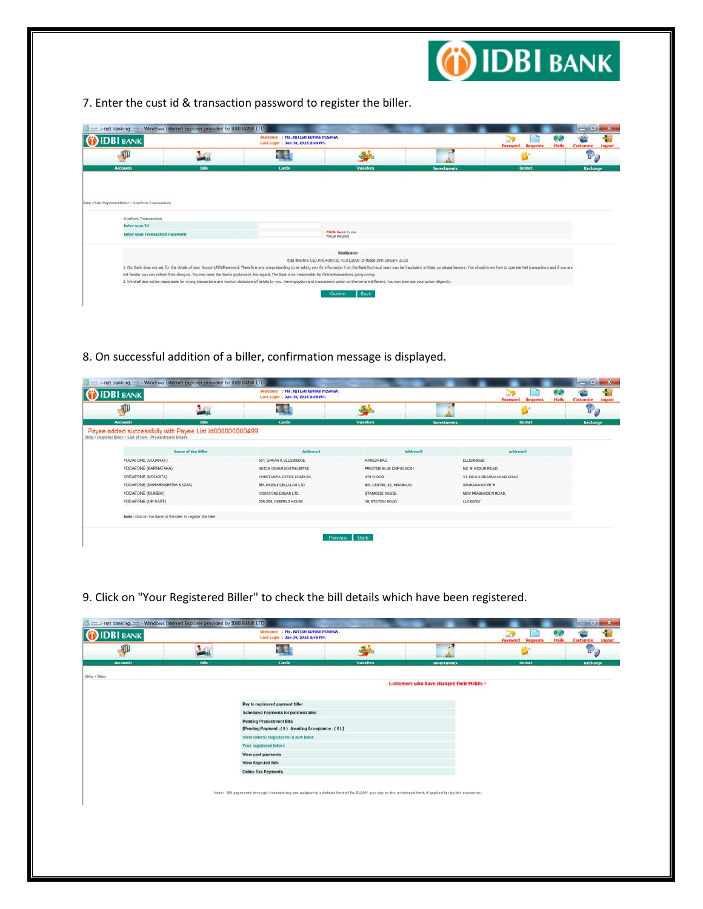7. Enter the cust id & transaction password to register the biller.

Bills >Add Payment Biller > Confirm Transaction

Confirm Transaction

Enter your Id

Enter your Transaction Password

Click here to use Virtual Keypad

Disclaimer

(RBI directive CSD.RPS/6059/20.41.01/2009-10 dated 19th January 2010)

1. Our Bank does not ask for the details of your Account/PIN/Password. Therefore any one pretending to be asking you for information from the Bank/technical team may be fraudulent entities, so please beware. You should know how to operate Net transactions and if you are not familiar you may refrain from doing so. You may seek the Bank's guidance in this regard. The Bank is not responsible for Online transactions going wrong.

2. We shall also not be responsible for wrong transactions and wanton disclosure of details by you. Viewing option and transactions option on the net are different. You may exercise your option diligently.

Confirm | Back

8. On successful addition of a biller, confirmation message is displayed.

Payee added successfully with Payee List Id000000000499

Bills > Register Biller > List of Non - Presentment Billers

| Name of the Biller | Address1 | Address2 | Address3 |
|---|---|---|---|
| VODAFONE (GUJARAT) | 601, SAKAR II, ELLISBRIDGE | AHMEDABAD | ELLISBRIDGE |
| VODAFONE (KARNATAKA) | HUTCH ESSAR SOUTH LIMITED | PRESTIGE BLUE CHIP BLOCK I | NO. 9, HOSUR ROAD |
| VODAFONE (KOLKATA) | CONSTANTIA OFFICE COMPLEX, | 4TH FLOOR | 11, DR.U.N.BRAHMACHARI ROAD |
| VODAFONE (MAHARASHTRA & GOA) | BPL MOBILE CELLULAR LTD | BPL CENTRE, 42, HIRABAUG | SHUKRAWAR PETH |
| VODAFONE (MUMBAI) | VODAFONE ESSAR LTD. | STANROSE HOUSE, | NEW PRABHADEVI ROAD, |
| VODAFONE (UP EAST) | 205-206, CHINTELS HOUSE | 16, STATION ROAD | LUCKNOW |

Note : Click on the Name of the biller to register the biller

Previous | Back

9. Click on "Your Registered Biller" to check the bill details which have been registered.

Bills > Main

Customers who have changed their Mobile

- Pay to registered payment biller
- Scheduled Payments for payment biller
- Pending Presentment Bills [Pending Payment - ( 0 ) Awaiting Acceptance - ( 0 ) ]
- View Billers / Register for a new biller
- Your registered billers
- View past payments
- View Rejected Bills
- Online Tax Payments

Note :- Bill payments through i-netbanking are subject to a default limit of Rs.50,000/- per day or the enhanced limit if applied for by the customer.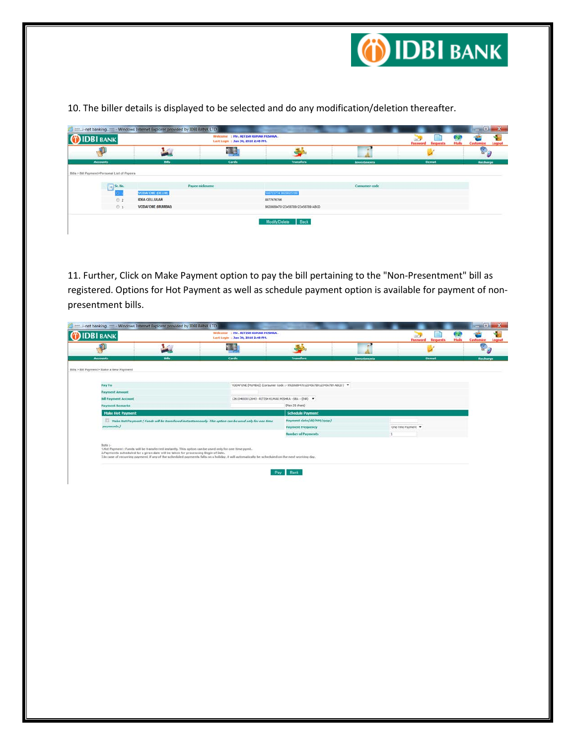10. The biller details is displayed to be selected and do any modification/deletion thereafter.

11. Further, Click on Make Payment option to pay the bill pertaining to the "Non-Presentment" bill as registered. Options for Hot Payment as well as schedule payment option is available for payment of non-presentment bills.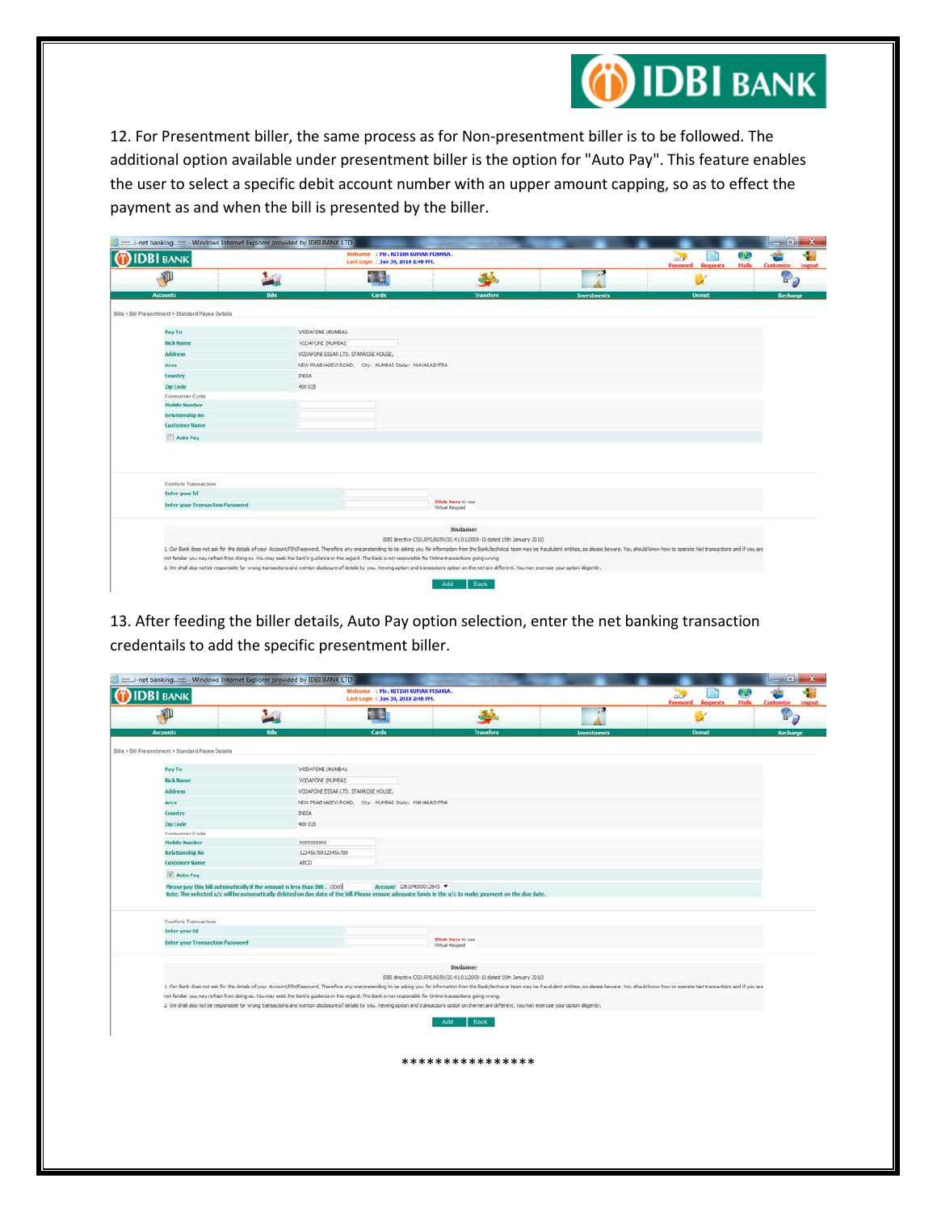12. For Presentment biller, the same process as for Non-presentment biller is to be followed. The additional option available under presentment biller is the option for "Auto Pay". This feature enables the user to select a specific debit account number with an upper amount capping, so as to effect the payment as and when the bill is presented by the biller.

13. After feeding the biller details, Auto Pay option selection, enter the net banking transaction credentails to add the specific presentment biller.

***************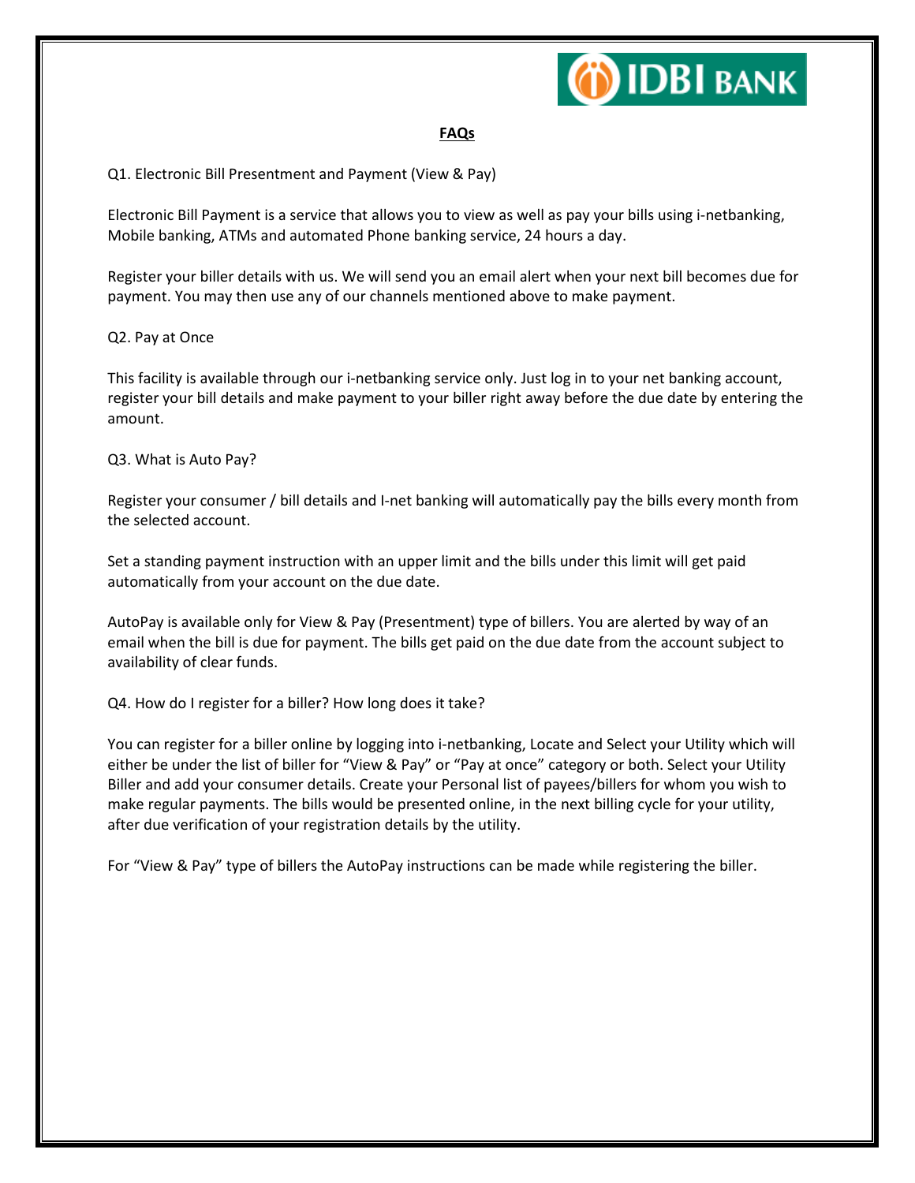## FAQs

Q1. Electronic Bill Presentment and Payment (View & Pay)

Electronic Bill Payment is a service that allows you to view as well as pay your bills using i-netbanking, Mobile banking, ATMs and automated Phone banking service, 24 hours a day.

Register your biller details with us. We will send you an email alert when your next bill becomes due for payment. You may then use any of our channels mentioned above to make payment.

Q2. Pay at Once

This facility is available through our i-netbanking service only. Just log in to your net banking account, register your bill details and make payment to your biller right away before the due date by entering the amount.

Q3. What is Auto Pay?

Register your consumer / bill details and I-net banking will automatically pay the bills every month from the selected account.

Set a standing payment instruction with an upper limit and the bills under this limit will get paid automatically from your account on the due date.

AutoPay is available only for View & Pay (Presentment) type of billers. You are alerted by way of an email when the bill is due for payment. The bills get paid on the due date from the account subject to availability of clear funds.

Q4. How do I register for a biller? How long does it take?

You can register for a biller online by logging into i-netbanking, Locate and Select your Utility which will either be under the list of biller for "View & Pay" or "Pay at once" category or both. Select your Utility Biller and add your consumer details. Create your Personal list of payees/billers for whom you wish to make regular payments. The bills would be presented online, in the next billing cycle for your utility, after due verification of your registration details by the utility.

For "View & Pay" type of billers the AutoPay instructions can be made while registering the biller.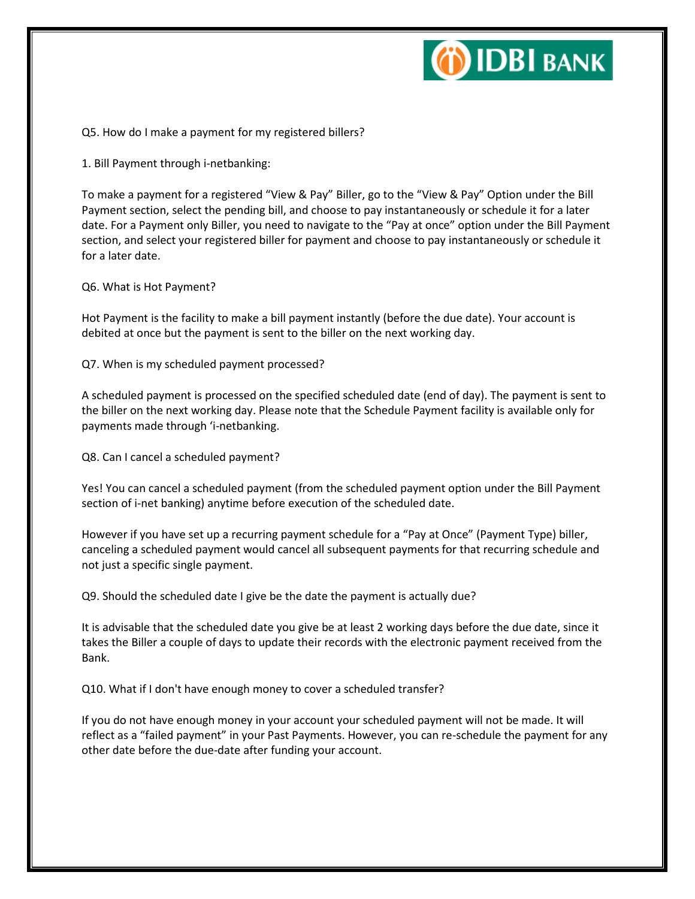Q5. How do I make a payment for my registered billers?

1. Bill Payment through i-netbanking:

To make a payment for a registered "View & Pay" Biller, go to the "View & Pay" Option under the Bill Payment section, select the pending bill, and choose to pay instantaneously or schedule it for a later date. For a Payment only Biller, you need to navigate to the "Pay at once" option under the Bill Payment section, and select your registered biller for payment and choose to pay instantaneously or schedule it for a later date.

Q6. What is Hot Payment?

Hot Payment is the facility to make a bill payment instantly (before the due date). Your account is debited at once but the payment is sent to the biller on the next working day.

Q7. When is my scheduled payment processed?

A scheduled payment is processed on the specified scheduled date (end of day). The payment is sent to the biller on the next working day. Please note that the Schedule Payment facility is available only for payments made through 'i-netbanking.

Q8. Can I cancel a scheduled payment?

Yes! You can cancel a scheduled payment (from the scheduled payment option under the Bill Payment section of i-net banking) anytime before execution of the scheduled date.

However if you have set up a recurring payment schedule for a "Pay at Once" (Payment Type) biller, canceling a scheduled payment would cancel all subsequent payments for that recurring schedule and not just a specific single payment.

Q9. Should the scheduled date I give be the date the payment is actually due?

It is advisable that the scheduled date you give be at least 2 working days before the due date, since it takes the Biller a couple of days to update their records with the electronic payment received from the Bank.

Q10. What if I don't have enough money to cover a scheduled transfer?

If you do not have enough money in your account your scheduled payment will not be made. It will reflect as a "failed payment" in your Past Payments. However, you can re-schedule the payment for any other date before the due-date after funding your account.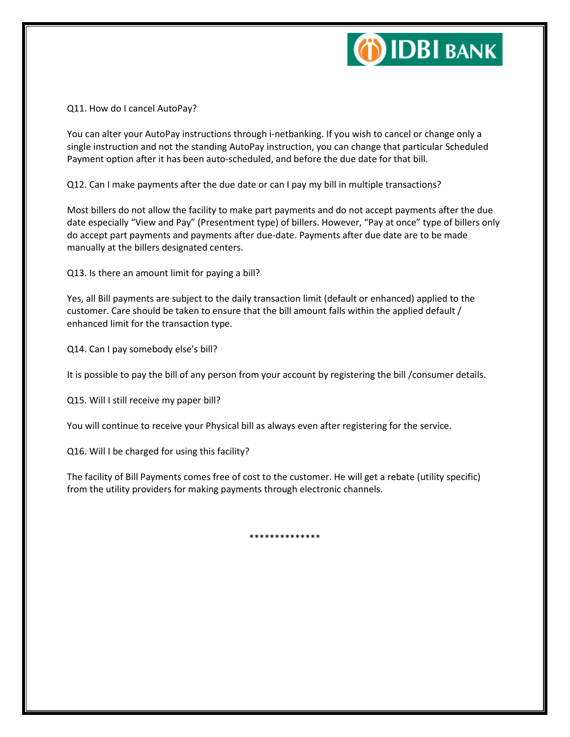Q11. How do I cancel AutoPay?

You can alter your AutoPay instructions through i-netbanking. If you wish to cancel or change only a single instruction and not the standing AutoPay instruction, you can change that particular Scheduled Payment option after it has been auto-scheduled, and before the due date for that bill.

Q12. Can I make payments after the due date or can I pay my bill in multiple transactions?

Most billers do not allow the facility to make part payments and do not accept payments after the due date especially “View and Pay” (Presentment type) of billers. However, “Pay at once” type of billers only do accept part payments and payments after due-date. Payments after due date are to be made manually at the billers designated centers.

Q13. Is there an amount limit for paying a bill?

Yes, all Bill payments are subject to the daily transaction limit (default or enhanced) applied to the customer. Care should be taken to ensure that the bill amount falls within the applied default / enhanced limit for the transaction type.

Q14. Can I pay somebody else's bill?

It is possible to pay the bill of any person from your account by registering the bill /consumer details.

Q15. Will I still receive my paper bill?

You will continue to receive your Physical bill as always even after registering for the service.

Q16. Will I be charged for using this facility?

The facility of Bill Payments comes free of cost to the customer. He will get a rebate (utility specific) from the utility providers for making payments through electronic channels.

**************